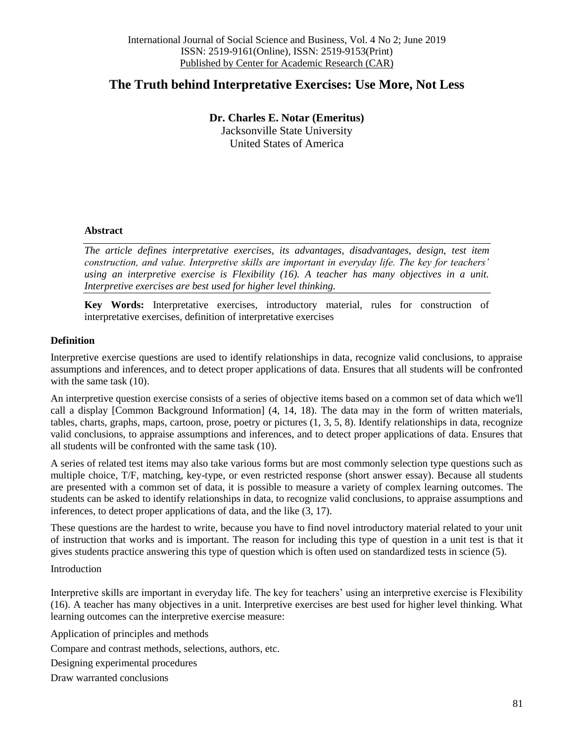International Journal of Social Science and Business, Vol. 4 No 2; June 2019
ISSN: 2519-9161(Online), ISSN: 2519-9153(Print)
Published by Center for Academic Research (CAR)

# The Truth behind Interpretative Exercises: Use More, Not Less

**Dr. Charles E. Notar (Emeritus)**
Jacksonville State University
United States of America

**Abstract**

*The article defines interpretative exercises, its advantages, disadvantages, design, test item construction, and value. Interpretive skills are important in everyday life. The key for teachers' using an interpretive exercise is Flexibility (16). A teacher has many objectives in a unit. Interpretive exercises are best used for higher level thinking.*

**Key Words:** Interpretative exercises, introductory material, rules for construction of interpretative exercises, definition of interpretative exercises

## Definition

Interpretive exercise questions are used to identify relationships in data, recognize valid conclusions, to appraise assumptions and inferences, and to detect proper applications of data. Ensures that all students will be confronted with the same task (10).

An interpretive question exercise consists of a series of objective items based on a common set of data which we'll call a display [Common Background Information] (4, 14, 18). The data may in the form of written materials, tables, charts, graphs, maps, cartoon, prose, poetry or pictures (1, 3, 5, 8). Identify relationships in data, recognize valid conclusions, to appraise assumptions and inferences, and to detect proper applications of data. Ensures that all students will be confronted with the same task (10).

A series of related test items may also take various forms but are most commonly selection type questions such as multiple choice, T/F, matching, key-type, or even restricted response (short answer essay). Because all students are presented with a common set of data, it is possible to measure a variety of complex learning outcomes. The students can be asked to identify relationships in data, to recognize valid conclusions, to appraise assumptions and inferences, to detect proper applications of data, and the like (3, 17).

These questions are the hardest to write, because you have to find novel introductory material related to your unit of instruction that works and is important. The reason for including this type of question in a unit test is that it gives students practice answering this type of question which is often used on standardized tests in science (5).

Introduction

Interpretive skills are important in everyday life. The key for teachers' using an interpretive exercise is Flexibility (16). A teacher has many objectives in a unit. Interpretive exercises are best used for higher level thinking. What learning outcomes can the interpretive exercise measure:

Application of principles and methods

Compare and contrast methods, selections, authors, etc.

Designing experimental procedures

Draw warranted conclusions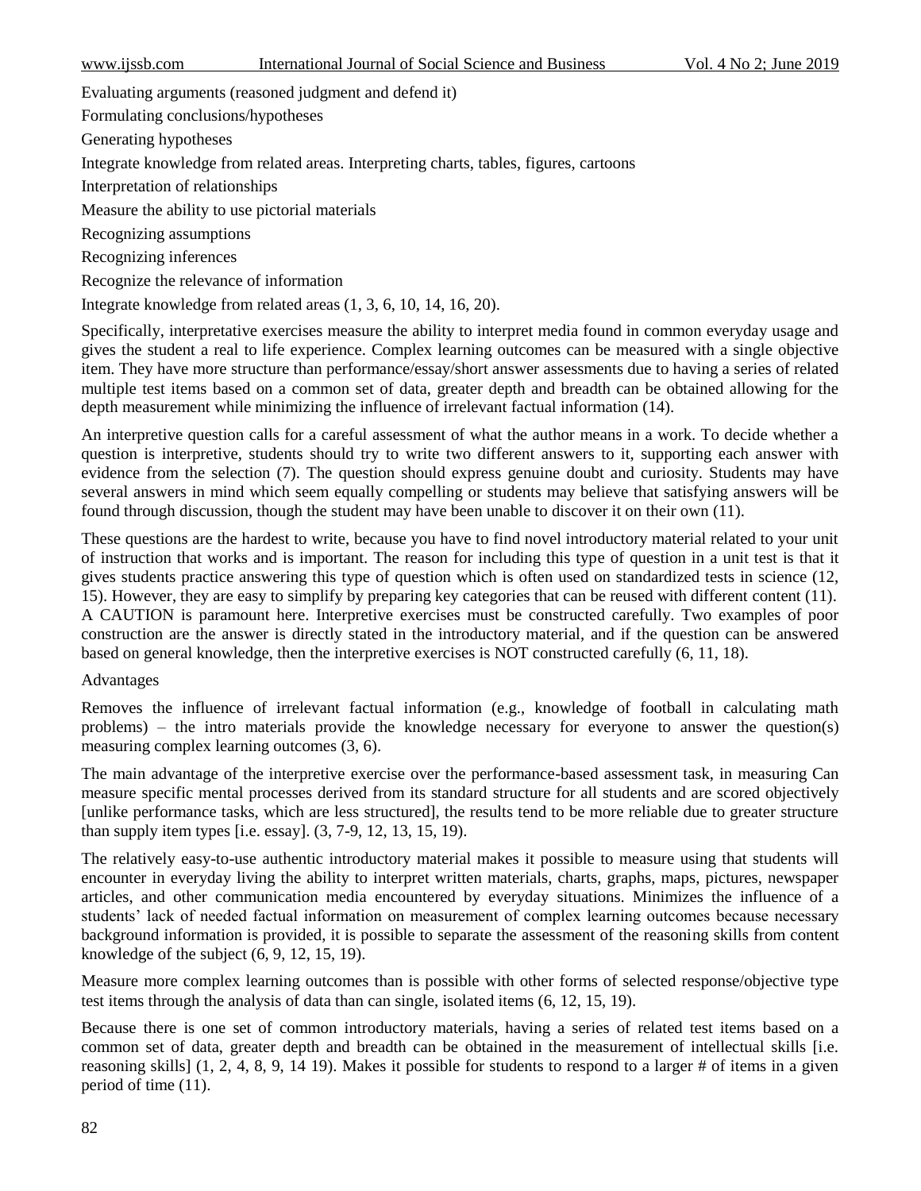Evaluating arguments (reasoned judgment and defend it)

Formulating conclusions/hypotheses

Generating hypotheses

Integrate knowledge from related areas. Interpreting charts, tables, figures, cartoons

Interpretation of relationships

Measure the ability to use pictorial materials

Recognizing assumptions

Recognizing inferences

Recognize the relevance of information

Integrate knowledge from related areas (1, 3, 6, 10, 14, 16, 20).

Specifically, interpretative exercises measure the ability to interpret media found in common everyday usage and gives the student a real to life experience. Complex learning outcomes can be measured with a single objective item. They have more structure than performance/essay/short answer assessments due to having a series of related multiple test items based on a common set of data, greater depth and breadth can be obtained allowing for the depth measurement while minimizing the influence of irrelevant factual information (14).

An interpretive question calls for a careful assessment of what the author means in a work. To decide whether a question is interpretive, students should try to write two different answers to it, supporting each answer with evidence from the selection (7). The question should express genuine doubt and curiosity. Students may have several answers in mind which seem equally compelling or students may believe that satisfying answers will be found through discussion, though the student may have been unable to discover it on their own (11).

These questions are the hardest to write, because you have to find novel introductory material related to your unit of instruction that works and is important. The reason for including this type of question in a unit test is that it gives students practice answering this type of question which is often used on standardized tests in science (12, 15). However, they are easy to simplify by preparing key categories that can be reused with different content (11). A CAUTION is paramount here. Interpretive exercises must be constructed carefully. Two examples of poor construction are the answer is directly stated in the introductory material, and if the question can be answered based on general knowledge, then the interpretive exercises is NOT constructed carefully (6, 11, 18).

Advantages

Removes the influence of irrelevant factual information (e.g., knowledge of football in calculating math problems) – the intro materials provide the knowledge necessary for everyone to answer the question(s) measuring complex learning outcomes (3, 6).

The main advantage of the interpretive exercise over the performance-based assessment task, in measuring Can measure specific mental processes derived from its standard structure for all students and are scored objectively [unlike performance tasks, which are less structured], the results tend to be more reliable due to greater structure than supply item types [i.e. essay]. (3, 7-9, 12, 13, 15, 19).

The relatively easy-to-use authentic introductory material makes it possible to measure using that students will encounter in everyday living the ability to interpret written materials, charts, graphs, maps, pictures, newspaper articles, and other communication media encountered by everyday situations. Minimizes the influence of a students' lack of needed factual information on measurement of complex learning outcomes because necessary background information is provided, it is possible to separate the assessment of the reasoning skills from content knowledge of the subject (6, 9, 12, 15, 19).

Measure more complex learning outcomes than is possible with other forms of selected response/objective type test items through the analysis of data than can single, isolated items (6, 12, 15, 19).

Because there is one set of common introductory materials, having a series of related test items based on a common set of data, greater depth and breadth can be obtained in the measurement of intellectual skills [i.e. reasoning skills] (1, 2, 4, 8, 9, 14 19). Makes it possible for students to respond to a larger # of items in a given period of time (11).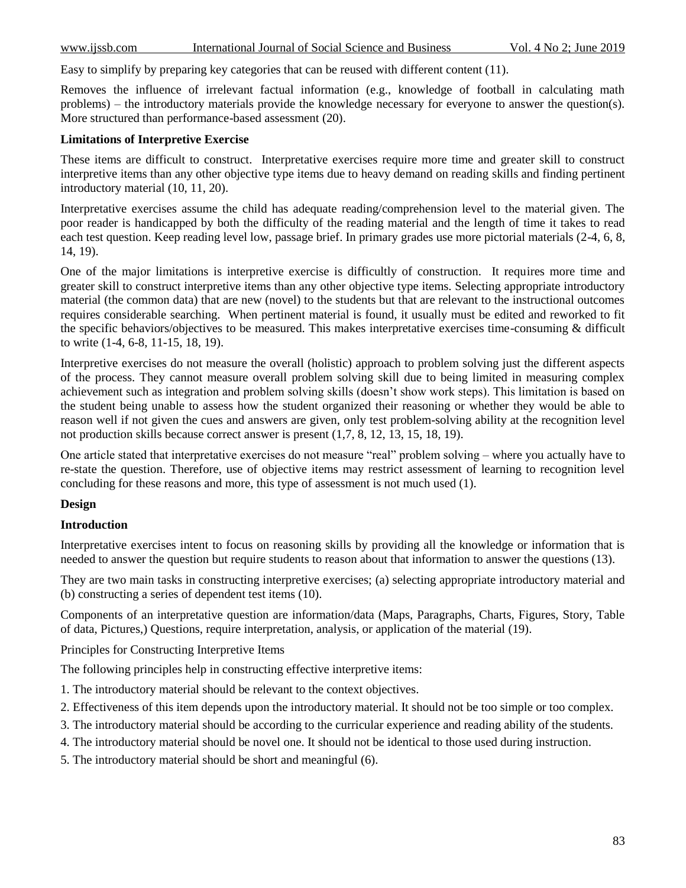Easy to simplify by preparing key categories that can be reused with different content (11).

Removes the influence of irrelevant factual information (e.g., knowledge of football in calculating math problems) – the introductory materials provide the knowledge necessary for everyone to answer the question(s). More structured than performance-based assessment (20).

**Limitations of Interpretive Exercise**

These items are difficult to construct. Interpretative exercises require more time and greater skill to construct interpretive items than any other objective type items due to heavy demand on reading skills and finding pertinent introductory material (10, 11, 20).

Interpretative exercises assume the child has adequate reading/comprehension level to the material given. The poor reader is handicapped by both the difficulty of the reading material and the length of time it takes to read each test question. Keep reading level low, passage brief. In primary grades use more pictorial materials (2-4, 6, 8, 14, 19).

One of the major limitations is interpretive exercise is difficultly of construction. It requires more time and greater skill to construct interpretive items than any other objective type items. Selecting appropriate introductory material (the common data) that are new (novel) to the students but that are relevant to the instructional outcomes requires considerable searching. When pertinent material is found, it usually must be edited and reworked to fit the specific behaviors/objectives to be measured. This makes interpretative exercises time-consuming & difficult to write (1-4, 6-8, 11-15, 18, 19).

Interpretive exercises do not measure the overall (holistic) approach to problem solving just the different aspects of the process. They cannot measure overall problem solving skill due to being limited in measuring complex achievement such as integration and problem solving skills (doesn't show work steps). This limitation is based on the student being unable to assess how the student organized their reasoning or whether they would be able to reason well if not given the cues and answers are given, only test problem-solving ability at the recognition level not production skills because correct answer is present (1,7, 8, 12, 13, 15, 18, 19).

One article stated that interpretative exercises do not measure "real" problem solving – where you actually have to re-state the question. Therefore, use of objective items may restrict assessment of learning to recognition level concluding for these reasons and more, this type of assessment is not much used (1).

**Design**

**Introduction**

Interpretative exercises intent to focus on reasoning skills by providing all the knowledge or information that is needed to answer the question but require students to reason about that information to answer the questions (13).

They are two main tasks in constructing interpretive exercises; (a) selecting appropriate introductory material and (b) constructing a series of dependent test items (10).

Components of an interpretative question are information/data (Maps, Paragraphs, Charts, Figures, Story, Table of data, Pictures,) Questions, require interpretation, analysis, or application of the material (19).

Principles for Constructing Interpretive Items

The following principles help in constructing effective interpretive items:

1. The introductory material should be relevant to the context objectives.
2. Effectiveness of this item depends upon the introductory material. It should not be too simple or too complex.
3. The introductory material should be according to the curricular experience and reading ability of the students.
4. The introductory material should be novel one. It should not be identical to those used during instruction.
5. The introductory material should be short and meaningful (6).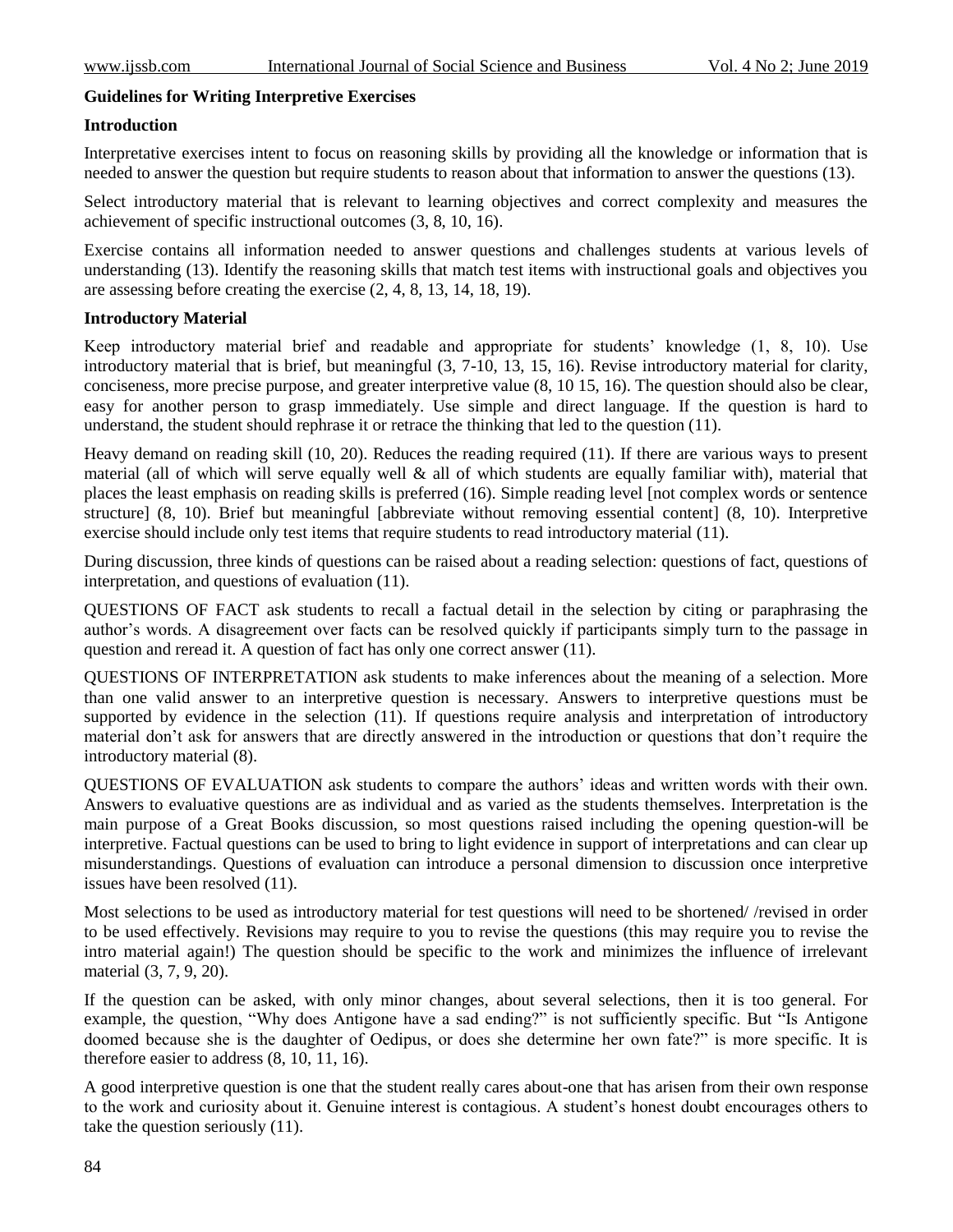**Guidelines for Writing Interpretive Exercises**

**Introduction**

Interpretative exercises intent to focus on reasoning skills by providing all the knowledge or information that is needed to answer the question but require students to reason about that information to answer the questions (13).

Select introductory material that is relevant to learning objectives and correct complexity and measures the achievement of specific instructional outcomes (3, 8, 10, 16).

Exercise contains all information needed to answer questions and challenges students at various levels of understanding (13). Identify the reasoning skills that match test items with instructional goals and objectives you are assessing before creating the exercise (2, 4, 8, 13, 14, 18, 19).

**Introductory Material**

Keep introductory material brief and readable and appropriate for students' knowledge (1, 8, 10). Use introductory material that is brief, but meaningful (3, 7-10, 13, 15, 16). Revise introductory material for clarity, conciseness, more precise purpose, and greater interpretive value (8, 10 15, 16). The question should also be clear, easy for another person to grasp immediately. Use simple and direct language. If the question is hard to understand, the student should rephrase it or retrace the thinking that led to the question (11).

Heavy demand on reading skill (10, 20). Reduces the reading required (11). If there are various ways to present material (all of which will serve equally well & all of which students are equally familiar with), material that places the least emphasis on reading skills is preferred (16). Simple reading level [not complex words or sentence structure] (8, 10). Brief but meaningful [abbreviate without removing essential content] (8, 10). Interpretive exercise should include only test items that require students to read introductory material (11).

During discussion, three kinds of questions can be raised about a reading selection: questions of fact, questions of interpretation, and questions of evaluation (11).

QUESTIONS OF FACT ask students to recall a factual detail in the selection by citing or paraphrasing the author's words. A disagreement over facts can be resolved quickly if participants simply turn to the passage in question and reread it. A question of fact has only one correct answer (11).

QUESTIONS OF INTERPRETATION ask students to make inferences about the meaning of a selection. More than one valid answer to an interpretive question is necessary. Answers to interpretive questions must be supported by evidence in the selection (11). If questions require analysis and interpretation of introductory material don't ask for answers that are directly answered in the introduction or questions that don't require the introductory material (8).

QUESTIONS OF EVALUATION ask students to compare the authors' ideas and written words with their own. Answers to evaluative questions are as individual and as varied as the students themselves. Interpretation is the main purpose of a Great Books discussion, so most questions raised including the opening question-will be interpretive. Factual questions can be used to bring to light evidence in support of interpretations and can clear up misunderstandings. Questions of evaluation can introduce a personal dimension to discussion once interpretive issues have been resolved (11).

Most selections to be used as introductory material for test questions will need to be shortened/ /revised in order to be used effectively. Revisions may require to you to revise the questions (this may require you to revise the intro material again!) The question should be specific to the work and minimizes the influence of irrelevant material (3, 7, 9, 20).

If the question can be asked, with only minor changes, about several selections, then it is too general. For example, the question, "Why does Antigone have a sad ending?" is not sufficiently specific. But "Is Antigone doomed because she is the daughter of Oedipus, or does she determine her own fate?" is more specific. It is therefore easier to address (8, 10, 11, 16).

A good interpretive question is one that the student really cares about-one that has arisen from their own response to the work and curiosity about it. Genuine interest is contagious. A student's honest doubt encourages others to take the question seriously (11).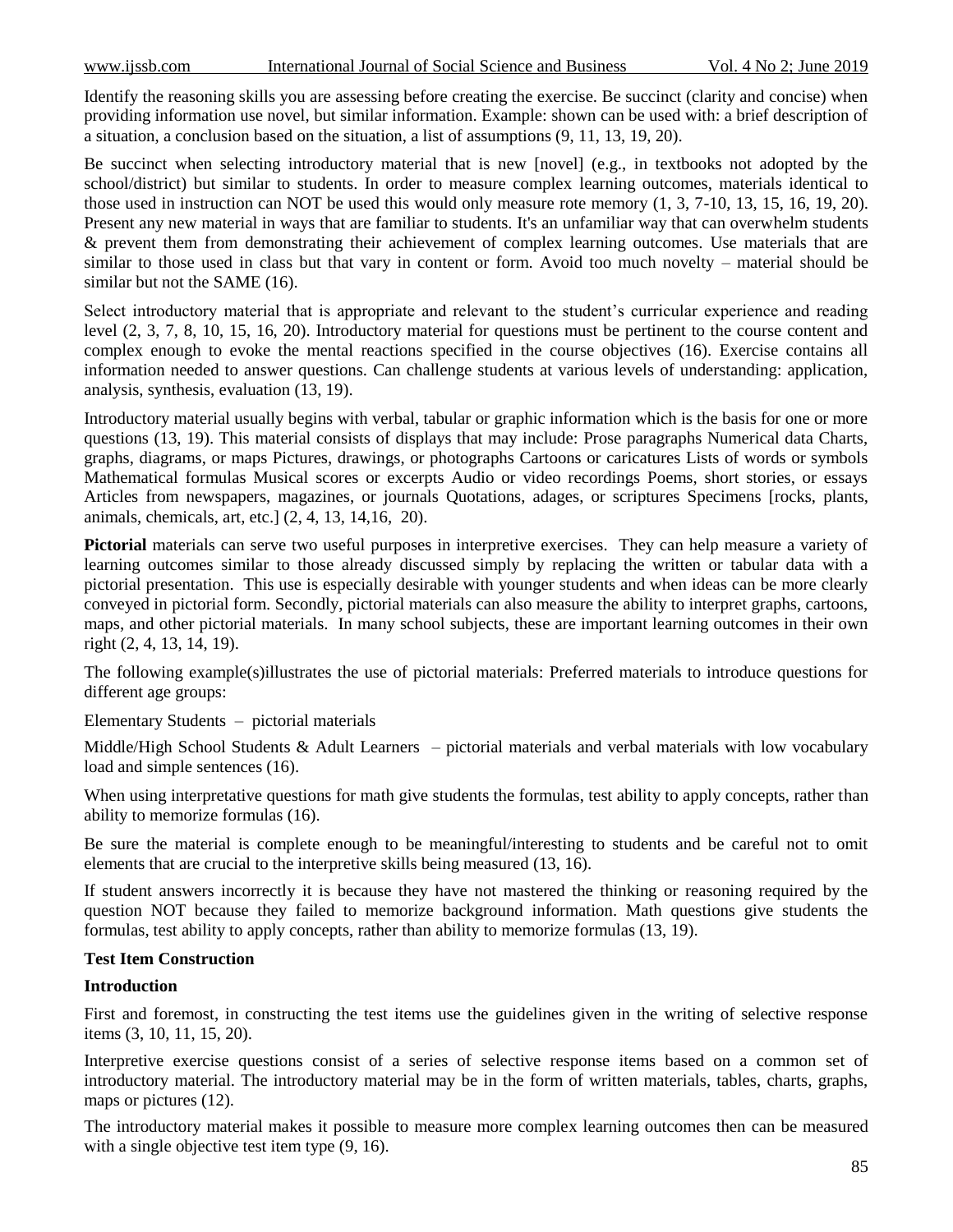Identify the reasoning skills you are assessing before creating the exercise. Be succinct (clarity and concise) when providing information use novel, but similar information. Example: shown can be used with: a brief description of a situation, a conclusion based on the situation, a list of assumptions (9, 11, 13, 19, 20).

Be succinct when selecting introductory material that is new [novel] (e.g., in textbooks not adopted by the school/district) but similar to students. In order to measure complex learning outcomes, materials identical to those used in instruction can NOT be used this would only measure rote memory (1, 3, 7-10, 13, 15, 16, 19, 20). Present any new material in ways that are familiar to students. It's an unfamiliar way that can overwhelm students & prevent them from demonstrating their achievement of complex learning outcomes. Use materials that are similar to those used in class but that vary in content or form. Avoid too much novelty – material should be similar but not the SAME (16).

Select introductory material that is appropriate and relevant to the student's curricular experience and reading level (2, 3, 7, 8, 10, 15, 16, 20). Introductory material for questions must be pertinent to the course content and complex enough to evoke the mental reactions specified in the course objectives (16). Exercise contains all information needed to answer questions. Can challenge students at various levels of understanding: application, analysis, synthesis, evaluation (13, 19).

Introductory material usually begins with verbal, tabular or graphic information which is the basis for one or more questions (13, 19). This material consists of displays that may include: Prose paragraphs Numerical data Charts, graphs, diagrams, or maps Pictures, drawings, or photographs Cartoons or caricatures Lists of words or symbols Mathematical formulas Musical scores or excerpts Audio or video recordings Poems, short stories, or essays Articles from newspapers, magazines, or journals Quotations, adages, or scriptures Specimens [rocks, plants, animals, chemicals, art, etc.] (2, 4, 13, 14,16, 20).

**Pictorial** materials can serve two useful purposes in interpretive exercises. They can help measure a variety of learning outcomes similar to those already discussed simply by replacing the written or tabular data with a pictorial presentation. This use is especially desirable with younger students and when ideas can be more clearly conveyed in pictorial form. Secondly, pictorial materials can also measure the ability to interpret graphs, cartoons, maps, and other pictorial materials. In many school subjects, these are important learning outcomes in their own right (2, 4, 13, 14, 19).

The following example(s)illustrates the use of pictorial materials: Preferred materials to introduce questions for different age groups:

Elementary Students – pictorial materials

Middle/High School Students & Adult Learners – pictorial materials and verbal materials with low vocabulary load and simple sentences (16).

When using interpretative questions for math give students the formulas, test ability to apply concepts, rather than ability to memorize formulas (16).

Be sure the material is complete enough to be meaningful/interesting to students and be careful not to omit elements that are crucial to the interpretive skills being measured (13, 16).

If student answers incorrectly it is because they have not mastered the thinking or reasoning required by the question NOT because they failed to memorize background information. Math questions give students the formulas, test ability to apply concepts, rather than ability to memorize formulas (13, 19).

**Test Item Construction**

**Introduction**

First and foremost, in constructing the test items use the guidelines given in the writing of selective response items (3, 10, 11, 15, 20).

Interpretive exercise questions consist of a series of selective response items based on a common set of introductory material. The introductory material may be in the form of written materials, tables, charts, graphs, maps or pictures (12).

The introductory material makes it possible to measure more complex learning outcomes then can be measured with a single objective test item type (9, 16).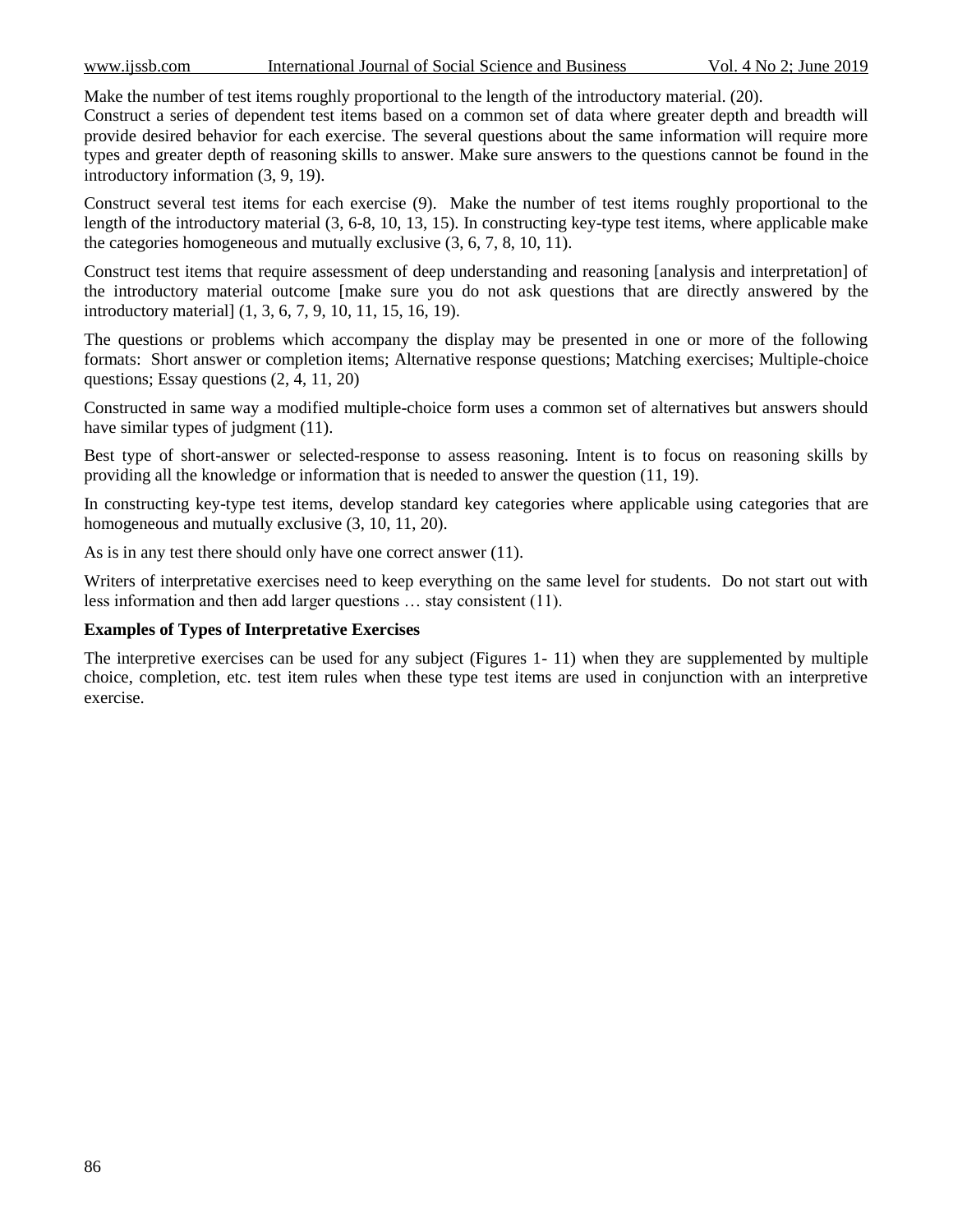Make the number of test items roughly proportional to the length of the introductory material. (20).

Construct a series of dependent test items based on a common set of data where greater depth and breadth will provide desired behavior for each exercise. The several questions about the same information will require more types and greater depth of reasoning skills to answer. Make sure answers to the questions cannot be found in the introductory information (3, 9, 19).

Construct several test items for each exercise (9). Make the number of test items roughly proportional to the length of the introductory material (3, 6-8, 10, 13, 15). In constructing key-type test items, where applicable make the categories homogeneous and mutually exclusive (3, 6, 7, 8, 10, 11).

Construct test items that require assessment of deep understanding and reasoning [analysis and interpretation] of the introductory material outcome [make sure you do not ask questions that are directly answered by the introductory material] (1, 3, 6, 7, 9, 10, 11, 15, 16, 19).

The questions or problems which accompany the display may be presented in one or more of the following formats: Short answer or completion items; Alternative response questions; Matching exercises; Multiple-choice questions; Essay questions (2, 4, 11, 20)

Constructed in same way a modified multiple-choice form uses a common set of alternatives but answers should have similar types of judgment (11).

Best type of short-answer or selected-response to assess reasoning. Intent is to focus on reasoning skills by providing all the knowledge or information that is needed to answer the question (11, 19).

In constructing key-type test items, develop standard key categories where applicable using categories that are homogeneous and mutually exclusive (3, 10, 11, 20).

As is in any test there should only have one correct answer (11).

Writers of interpretative exercises need to keep everything on the same level for students. Do not start out with less information and then add larger questions … stay consistent (11).

**Examples of Types of Interpretative Exercises**

The interpretive exercises can be used for any subject (Figures 1- 11) when they are supplemented by multiple choice, completion, etc. test item rules when these type test items are used in conjunction with an interpretive exercise.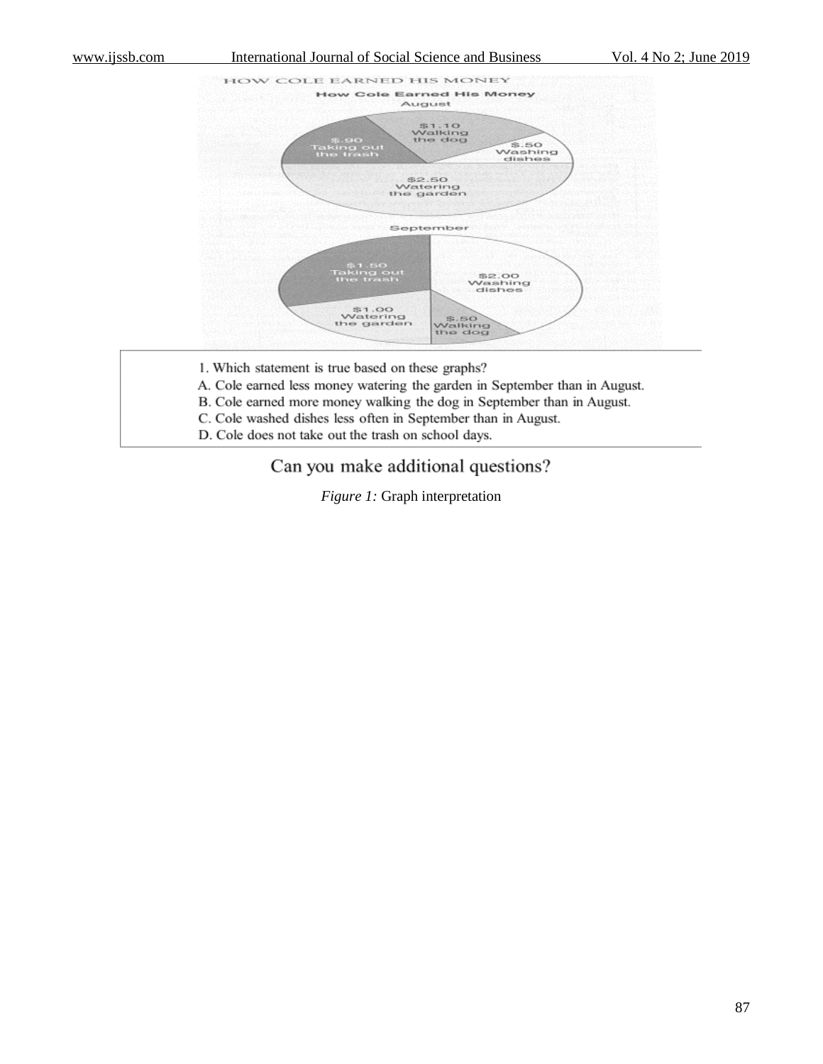HOW COLE EARNED HIS MONEY

**How Cole Earned His Money**

August

$1.10 Walking the dog

$.50 Washing dishes

$.90 Taking out the trash

$2.50 Watering the garden

September

$1.50 Taking out the trash

$2.00 Washing dishes

$1.00 Watering the garden

$.50 Walking the dog

1. Which statement is true based on these graphs?
A. Cole earned less money watering the garden in September than in August.
B. Cole earned more money walking the dog in September than in August.
C. Cole washed dishes less often in September than in August.
D. Cole does not take out the trash on school days.

Can you make additional questions?

*Figure 1:* Graph interpretation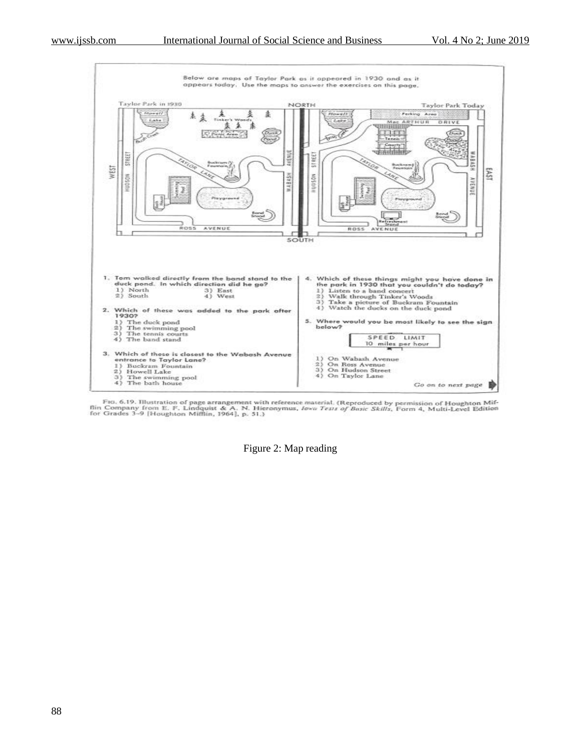Below are maps of Taylor Park as it appeared in 1930 and as it appears today. Use the maps to answer the exercises on this page.

Taylor Park in 1930 — NORTH — Taylor Park Today

WEST — SOUTH — EAST

1. Tom walked directly from the band stand to the duck pond. In which direction did he go?
   1) North
   2) South
   3) East
   4) West

2. Which of these was added to the park after 1930?
   1) The duck pond
   2) The swimming pool
   3) The tennis courts
   4) The band stand

3. Which of these is closest to the Wabash Avenue entrance to Taylor Lane?
   1) Buckram Fountain
   2) Howell Lake
   3) The swimming pool
   4) The bath house

4. Which of these things might you have done in the park in 1930 that you couldn't do today?
   1) Listen to a band concert
   2) Walk through Tinker's Woods
   3) Take a picture of Buckram Fountain
   4) Watch the ducks on the duck pond

5. Where would you be most likely to see the sign below?

   SPEED LIMIT
   10 miles per hour

   1) On Wabash Avenue
   2) On Ross Avenue
   3) On Hudson Street
   4) On Taylor Lane

*Go on to next page*

FIG. 6.19. Illustration of page arrangement with reference material. (Reproduced by permission of Houghton Mifflin Company from E. F. Lindquist & A. N. Hieronymus, *Iowa Tests of Basic Skills*, Form 4, Multi-Level Edition for Grades 3–9 [Houghton Mifflin, 1964], p. 51.)

Figure 2: Map reading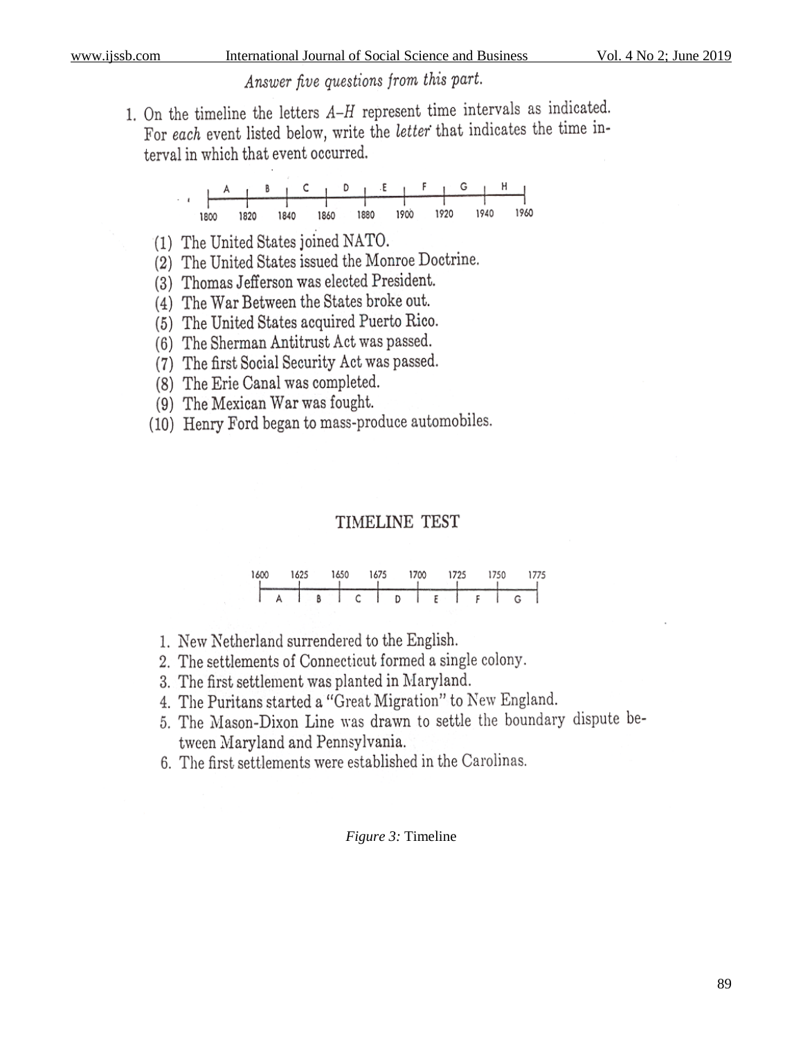*Answer five questions from this part.*

1. On the timeline the letters *A–H* represent time intervals as indicated. For *each* event listed below, write the *letter* that indicates the time interval in which that event occurred.

| A | B | C | D | E | F | G | H |
|---|---|---|---|---|---|---|---|
| 1800–1820 | 1820–1840 | 1840–1860 | 1860–1880 | 1880–1900 | 1900–1920 | 1920–1940 | 1940–1960 |

(1) The United States joined NATO.
(2) The United States issued the Monroe Doctrine.
(3) Thomas Jefferson was elected President.
(4) The War Between the States broke out.
(5) The United States acquired Puerto Rico.
(6) The Sherman Antitrust Act was passed.
(7) The first Social Security Act was passed.
(8) The Erie Canal was completed.
(9) The Mexican War was fought.
(10) Henry Ford began to mass-produce automobiles.

## TIMELINE TEST

| A | B | C | D | E | F | G |
|---|---|---|---|---|---|---|
| 1600–1625 | 1625–1650 | 1650–1675 | 1675–1700 | 1700–1725 | 1725–1750 | 1750–1775 |

1. New Netherland surrendered to the English.
2. The settlements of Connecticut formed a single colony.
3. The first settlement was planted in Maryland.
4. The Puritans started a "Great Migration" to New England.
5. The Mason-Dixon Line was drawn to settle the boundary dispute between Maryland and Pennsylvania.
6. The first settlements were established in the Carolinas.

*Figure 3:* Timeline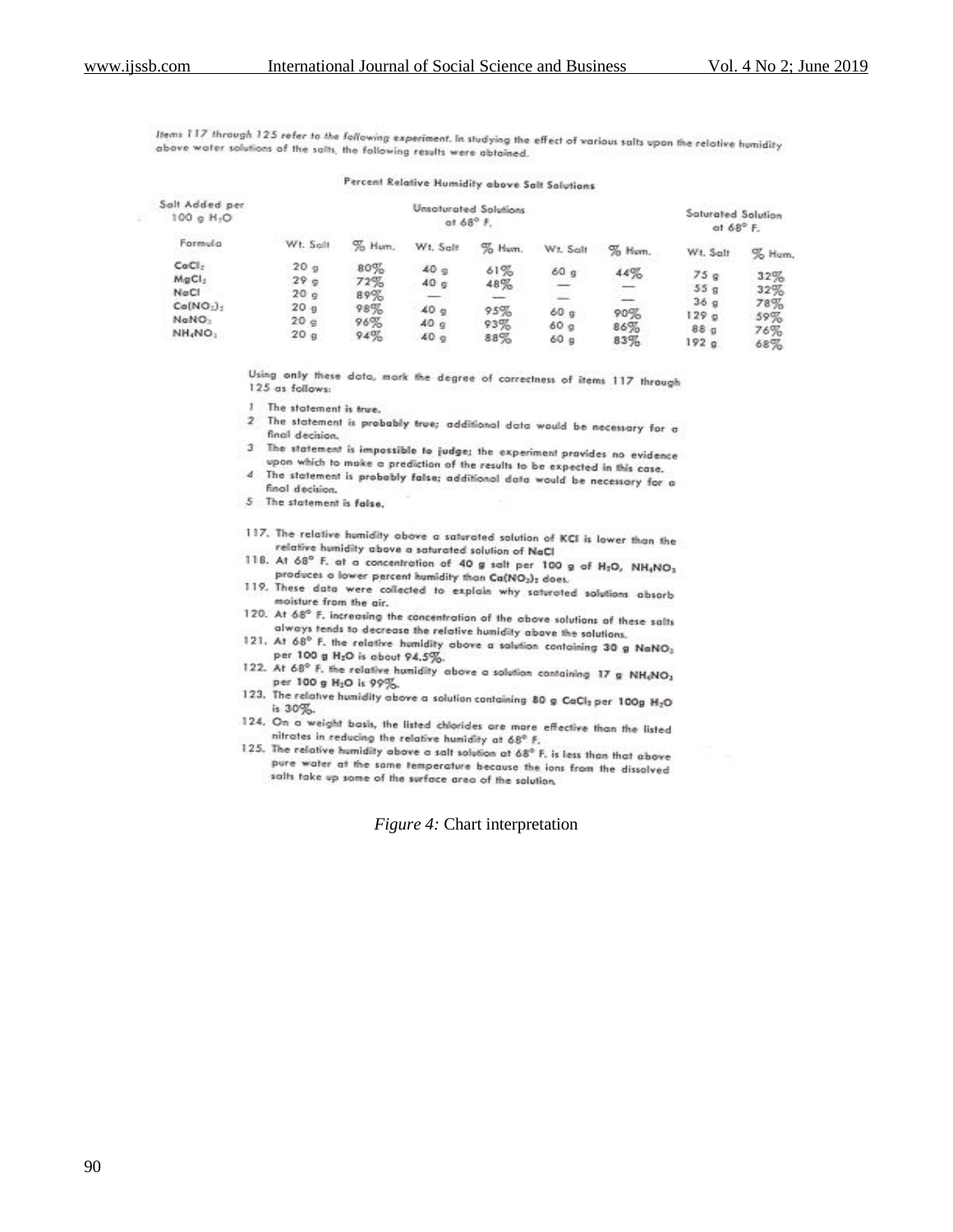Items 117 through 125 refer to the following experiment. In studying the effect of various salts upon the relative humidity above water solutions of the salts, the following results were obtained.

**Percent Relative Humidity above Salt Solutions**

| Salt Added per 100 g $H_2O$ | Unsaturated Solutions at 68° F. | | | | | | Saturated Solution at 68° F. | |
|---|---|---|---|---|---|---|---|---|
| Formula | Wt. Salt | % Hum. | Wt. Salt | % Hum. | Wt. Salt | % Hum. | Wt. Salt | % Hum. |
| $CaCl_2$ | 20 g | 80% | 40 g | 61% | 60 g | 44% | 75 g | 32% |
| $MgCl_2$ | 29 g | 72% | 40 g | 48% | — | — | 55 g | 32% |
| NaCl | 20 g | 89% | — | — | — | — | 36 g | 78% |
| $Ca(NO_3)_2$ | 20 g | 98% | 40 g | 95% | 60 g | 90% | 129 g | 59% |
| $NaNO_3$ | 20 g | 96% | 40 g | 93% | 60 g | 86% | 88 g | 76% |
| $NH_4NO_3$ | 20 g | 94% | 40 g | 88% | 60 g | 83% | 192 g | 68% |

Using only these data, mark the degree of correctness of items 117 through 125 as follows:

1. The statement is true.
2. The statement is probably true; additional data would be necessary for a final decision.
3. The statement is impossible to judge; the experiment provides no evidence upon which to make a prediction of the results to be expected in this case.
4. The statement is probably false; additional data would be necessary for a final decision.
5. The statement is false.

117. The relative humidity above a saturated solution of KCl is lower than the relative humidity above a saturated solution of NaCl
118. At 68° F. at a concentration of 40 g salt per 100 g of $H_2O$, $NH_4NO_3$ produces a lower percent humidity than $Ca(NO_3)_2$ does.
119. These data were collected to explain why saturated solutions absorb moisture from the air.
120. At 68° F. increasing the concentration of the above solutions of these salts always tends to decrease the relative humidity above the solutions.
121. At 68° F. the relative humidity above a solution containing 30 g $NaNO_3$ per 100 g $H_2O$ is about 94.5%.
122. At 68° F. the relative humidity above a solution containing 17 g $NH_4NO_3$ per 100 g $H_2O$ is 99%.
123. The relative humidity above a solution containing 80 g $CaCl_2$ per 100g $H_2O$ is 30%.
124. On a weight basis, the listed chlorides are more effective than the listed nitrates in reducing the relative humidity at 68° F.
125. The relative humidity above a salt solution at 68° F. is less than that above pure water at the same temperature because the ions from the dissolved salts take up some of the surface area of the solution.

*Figure 4:* Chart interpretation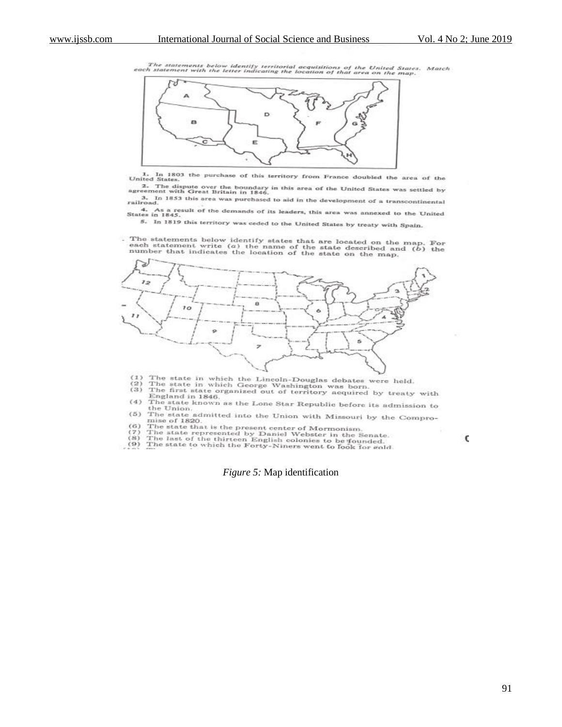The statements below identify territorial acquisitions of the United States. Match each statement with the letter indicating the location of that area on the map.

1. In 1803 the purchase of this territory from France doubled the area of the United States.

2. The dispute over the boundary in this area of the United States was settled by agreement with Great Britain in 1846.

3. In 1853 this area was purchased to aid in the development of a transcontinental railroad.

4. As a result of the demands of its leaders, this area was annexed to the United States in 1845.

5. In 1819 this territory was ceded to the United States by treaty with Spain.

The statements below identify states that are located on the map. For each statement write (a) the name of the state described and (b) the number that indicates the location of the state on the map.

(1) The state in which the Lincoln-Douglas debates were held.
(2) The state in which George Washington was born.
(3) The first state organized out of territory acquired by treaty with England in 1846.
(4) The state known as the Lone Star Republic before its admission to the Union.
(5) The state admitted into the Union with Missouri by the Compromise of 1820.
(6) The state that is the present center of Mormonism.
(7) The state represented by Daniel Webster in the Senate.
(8) The last of the thirteen English colonies to be founded.
(9) The state to which the Forty-Niners went to look for gold.

*Figure 5:* Map identification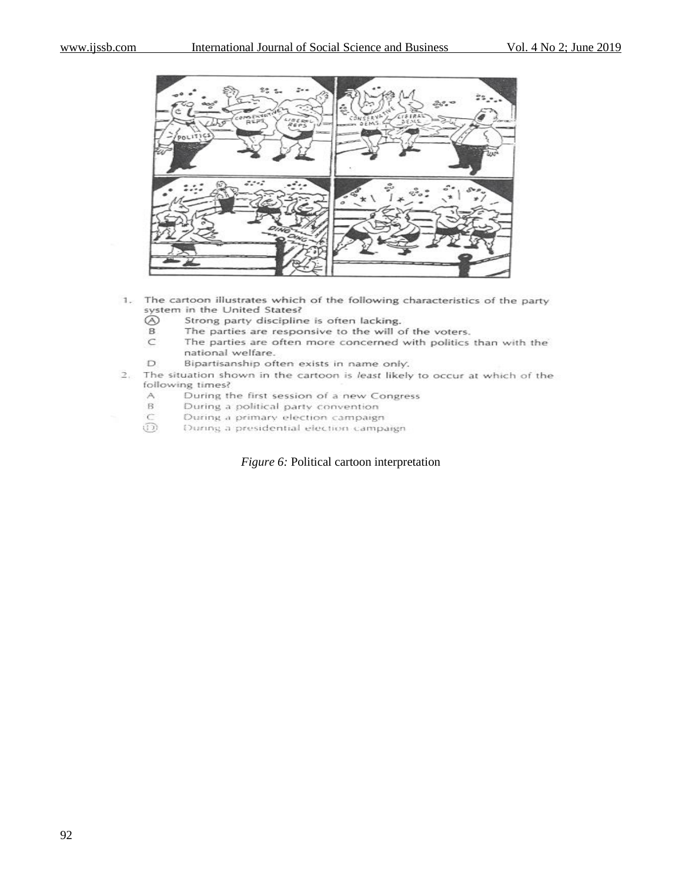1. The cartoon illustrates which of the following characteristics of the party system in the United States?
   - (A) Strong party discipline is often lacking.
   - B The parties are responsive to the will of the voters.
   - C The parties are often more concerned with politics than with the national welfare.
   - D Bipartisanship often exists in name only.
2. The situation shown in the cartoon is *least* likely to occur at which of the following times?
   - A During the first session of a new Congress
   - B During a political party convention
   - C During a primary election campaign
   - (D) During a presidential election campaign

*Figure 6:* Political cartoon interpretation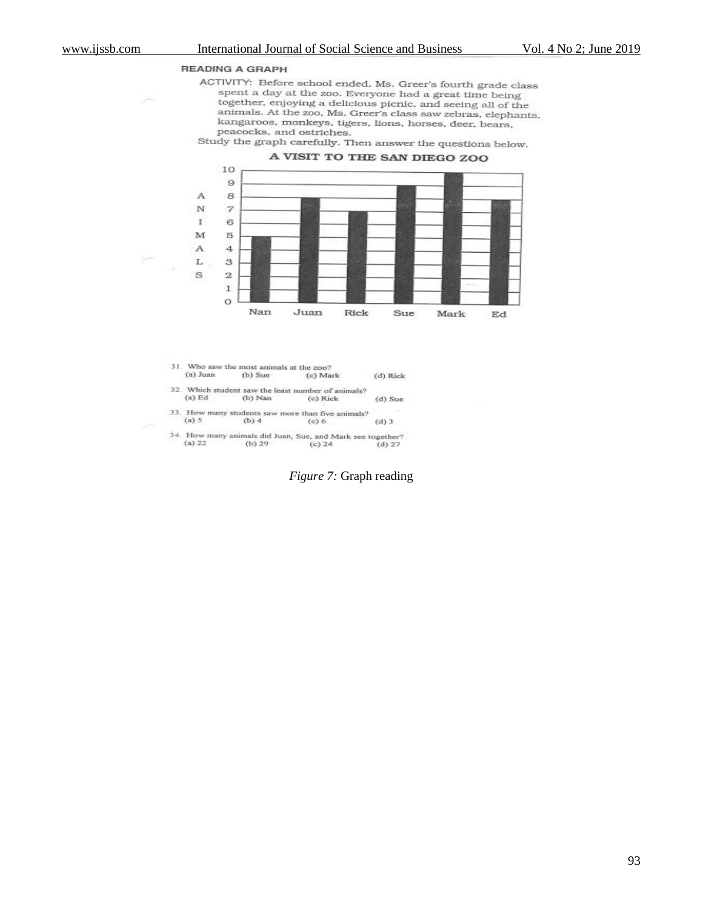READING A GRAPH

ACTIVITY: Before school ended, Ms. Greer's fourth grade class spent a day at the zoo. Everyone had a great time being together, enjoying a delicious picnic, and seeing all of the animals. At the zoo, Ms. Greer's class saw zebras, elephants, kangaroos, monkeys, tigers, lions, horses, deer, bears, peacocks, and ostriches.

Study the graph carefully. Then answer the questions below.

A VISIT TO THE SAN DIEGO ZOO

| Student | Animals |
| --- | --- |
| Nan | 5 |
| Juan | 8 |
| Rick | 7 |
| Sue | 9 |
| Mark | 10 |
| Ed | 8 |

31. Who saw the most animals at the zoo?
(a) Juan (b) Sue (c) Mark (d) Rick

32. Which student saw the least number of animals?
(a) Ed (b) Nan (c) Rick (d) Sue

33. How many students saw more than five animals?
(a) 5 (b) 4 (c) 6 (d) 3

34. How many animals did Juan, Sue, and Mark see together?
(a) 22 (b) 29 (c) 24 (d) 27

*Figure 7:* Graph reading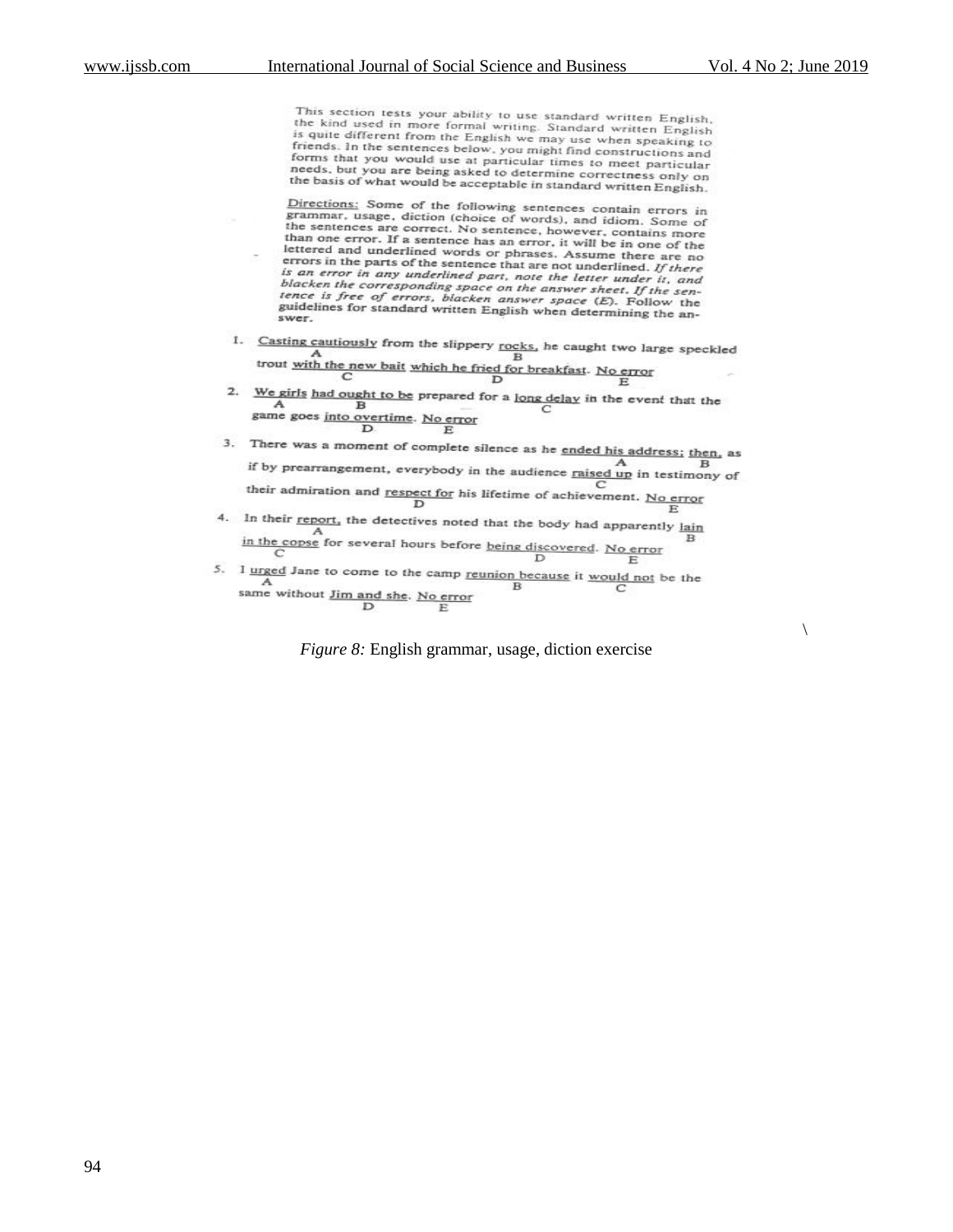This section tests your ability to use standard written English, the kind used in more formal writing. Standard written English is quite different from the English we may use when speaking to friends. In the sentences below, you might find constructions and forms that you would use at particular times to meet particular needs, but you are being asked to determine correctness only on the basis of what would be acceptable in standard written English.

Directions: Some of the following sentences contain errors in grammar, usage, diction (choice of words), and idiom. Some of the sentences are correct. No sentence, however, contains more than one error. If a sentence has an error, it will be in one of the lettered and underlined words or phrases. Assume there are no errors in the parts of the sentence that are not underlined. *If there is an error in any underlined part, note the letter under it, and blacken the corresponding space on the answer sheet. If the sentence is free of errors, blacken answer space (E).* Follow the guidelines for standard written English when determining the answer.

1. Casting cautiously (A) from the slippery rocks, (B) he caught two large speckled trout with the new bait (C) which he fried for breakfast (D). No error (E)

2. We girls (A) had ought to be (B) prepared for a long delay (C) in the event that the game goes into overtime (D). No error (E)

3. There was a moment of complete silence as he ended his address; (A) then, (B) as if by prearrangement, everybody in the audience raised up (C) in testimony of their admiration and respect for (D) his lifetime of achievement. No error (E)

4. In their report, (A) the detectives noted that the body had apparently lain (B) in the copse (C) for several hours before being discovered (D). No error (E)

5. I urged (A) Jane to come to the camp reunion because (B) it would not (C) be the same without Jim and she (D). No error (E)

*Figure 8:* English grammar, usage, diction exercise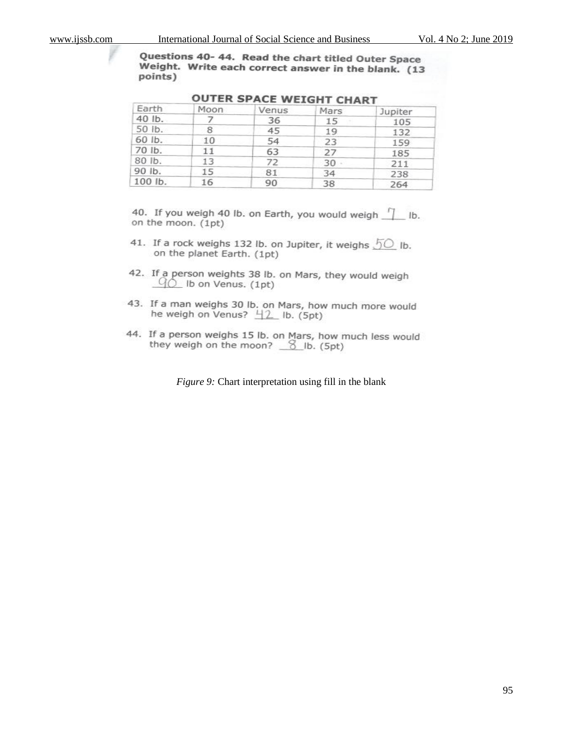**Questions 40- 44. Read the chart titled Outer Space Weight. Write each correct answer in the blank. (13 points)**

**OUTER SPACE WEIGHT CHART**

| Earth | Moon | Venus | Mars | Jupiter |
|---|---|---|---|---|
| 40 lb. | 7 | 36 | 15 | 105 |
| 50 lb. | 8 | 45 | 19 | 132 |
| 60 lb. | 10 | 54 | 23 | 159 |
| 70 lb. | 11 | 63 | 27 | 185 |
| 80 lb. | 13 | 72 | 30 | 211 |
| 90 lb. | 15 | 81 | 34 | 238 |
| 100 lb. | 16 | 90 | 38 | 264 |

40. If you weigh 40 lb. on Earth, you would weigh <u>7</u> lb. on the moon. (1pt)

41. If a rock weighs 132 lb. on Jupiter, it weighs <u>50</u> lb. on the planet Earth. (1pt)

42. If a person weights 38 lb. on Mars, they would weigh <u>90</u> lb on Venus. (1pt)

43. If a man weighs 30 lb. on Mars, how much more would he weigh on Venus? <u>42</u> lb. (5pt)

44. If a person weighs 15 lb. on Mars, how much less would they weigh on the moon? <u>8</u> lb. (5pt)

*Figure 9:* Chart interpretation using fill in the blank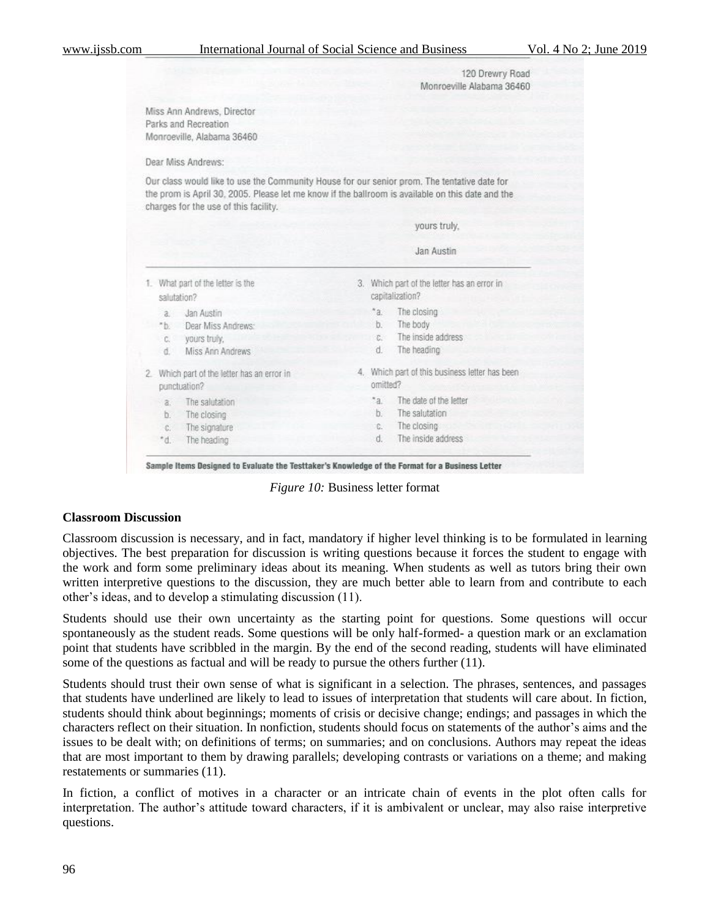120 Drewry Road
Monroeville Alabama 36460

Miss Ann Andrews, Director
Parks and Recreation
Monroeville, Alabama 36460

Dear Miss Andrews:

Our class would like to use the Community House for our senior prom. The tentative date for the prom is April 30, 2005. Please let me know if the ballroom is available on this date and the charges for the use of this facility.

yours truly,

Jan Austin

1. What part of the letter is the salutation?
   - a. Jan Austin
   - *b. Dear Miss Andrews:
   - c. yours truly,
   - d. Miss Ann Andrews

2. Which part of the letter has an error in punctuation?
   - a. The salutation
   - b. The closing
   - c. The signature
   - *d. The heading

3. Which part of the letter has an error in capitalization?
   - *a. The closing
   - b. The body
   - c. The inside address
   - d. The heading

4. Which part of this business letter has been omitted?
   - *a. The date of the letter
   - b. The salutation
   - c. The closing
   - d. The inside address

**Sample Items Designed to Evaluate the Testtaker's Knowledge of the Format for a Business Letter**

*Figure 10:* Business letter format

**Classroom Discussion**

Classroom discussion is necessary, and in fact, mandatory if higher level thinking is to be formulated in learning objectives. The best preparation for discussion is writing questions because it forces the student to engage with the work and form some preliminary ideas about its meaning. When students as well as tutors bring their own written interpretive questions to the discussion, they are much better able to learn from and contribute to each other's ideas, and to develop a stimulating discussion (11).

Students should use their own uncertainty as the starting point for questions. Some questions will occur spontaneously as the student reads. Some questions will be only half-formed- a question mark or an exclamation point that students have scribbled in the margin. By the end of the second reading, students will have eliminated some of the questions as factual and will be ready to pursue the others further (11).

Students should trust their own sense of what is significant in a selection. The phrases, sentences, and passages that students have underlined are likely to lead to issues of interpretation that students will care about. In fiction, students should think about beginnings; moments of crisis or decisive change; endings; and passages in which the characters reflect on their situation. In nonfiction, students should focus on statements of the author's aims and the issues to be dealt with; on definitions of terms; on summaries; and on conclusions. Authors may repeat the ideas that are most important to them by drawing parallels; developing contrasts or variations on a theme; and making restatements or summaries (11).

In fiction, a conflict of motives in a character or an intricate chain of events in the plot often calls for interpretation. The author's attitude toward characters, if it is ambivalent or unclear, may also raise interpretive questions.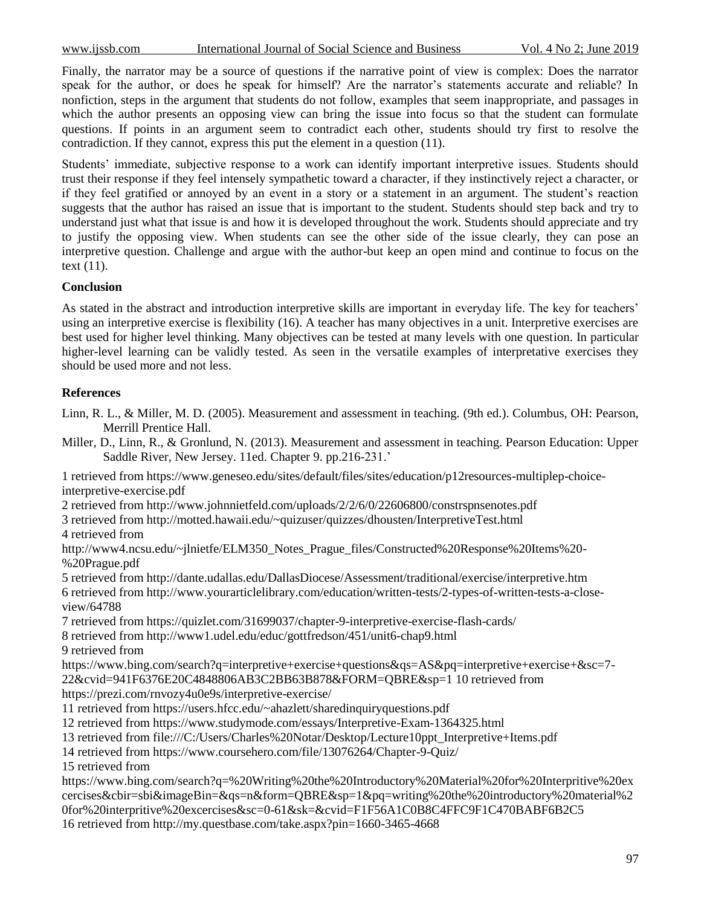Finally, the narrator may be a source of questions if the narrative point of view is complex: Does the narrator speak for the author, or does he speak for himself? Are the narrator's statements accurate and reliable? In nonfiction, steps in the argument that students do not follow, examples that seem inappropriate, and passages in which the author presents an opposing view can bring the issue into focus so that the student can formulate questions. If points in an argument seem to contradict each other, students should try first to resolve the contradiction. If they cannot, express this put the element in a question (11).

Students' immediate, subjective response to a work can identify important interpretive issues. Students should trust their response if they feel intensely sympathetic toward a character, if they instinctively reject a character, or if they feel gratified or annoyed by an event in a story or a statement in an argument. The student's reaction suggests that the author has raised an issue that is important to the student. Students should step back and try to understand just what that issue is and how it is developed throughout the work. Students should appreciate and try to justify the opposing view. When students can see the other side of the issue clearly, they can pose an interpretive question. Challenge and argue with the author-but keep an open mind and continue to focus on the text (11).

## Conclusion

As stated in the abstract and introduction interpretive skills are important in everyday life. The key for teachers' using an interpretive exercise is flexibility (16). A teacher has many objectives in a unit. Interpretive exercises are best used for higher level thinking. Many objectives can be tested at many levels with one question. In particular higher-level learning can be validly tested. As seen in the versatile examples of interpretative exercises they should be used more and not less.

## References

Linn, R. L., & Miller, M. D. (2005). Measurement and assessment in teaching. (9th ed.). Columbus, OH: Pearson, Merrill Prentice Hall.

Miller, D., Linn, R., & Gronlund, N. (2013). Measurement and assessment in teaching. Pearson Education: Upper Saddle River, New Jersey. 11ed. Chapter 9. pp.216-231.'

1 retrieved from https://www.geneseo.edu/sites/default/files/sites/education/p12resources-multiplep-choice-interpretive-exercise.pdf

2 retrieved from http://www.johnnietfeld.com/uploads/2/2/6/0/22606800/constrspnsenotes.pdf

3 retrieved from http://motted.hawaii.edu/~quizuser/quizzes/dhousten/InterpretiveTest.html

4 retrieved from http://www4.ncsu.edu/~jlnietfe/ELM350_Notes_Prague_files/Constructed%20Response%20Items%20-%20Prague.pdf

5 retrieved from http://dante.udallas.edu/DallasDiocese/Assessment/traditional/exercise/interpretive.htm

6 retrieved from http://www.yourarticlelibrary.com/education/written-tests/2-types-of-written-tests-a-close-view/64788

7 retrieved from https://quizlet.com/31699037/chapter-9-interpretive-exercise-flash-cards/

8 retrieved from http://www1.udel.edu/educ/gottfredson/451/unit6-chap9.html

9 retrieved from https://www.bing.com/search?q=interpretive+exercise+questions&qs=AS&pq=interpretive+exercise+&sc=7-22&cvid=941F6376E20C4848806AB3C2BB63B878&FORM=QBRE&sp=1 10 retrieved from https://prezi.com/rnvozy4u0e9s/interpretive-exercise/

11 retrieved from https://users.hfcc.edu/~ahazlett/sharedinquiryquestions.pdf

12 retrieved from https://www.studymode.com/essays/Interpretive-Exam-1364325.html

13 retrieved from file:///C:/Users/Charles%20Notar/Desktop/Lecture10ppt_Interpretive+Items.pdf

14 retrieved from https://www.coursehero.com/file/13076264/Chapter-9-Quiz/

15 retrieved from https://www.bing.com/search?q=%20Writing%20the%20Introductory%20Material%20for%20Interpritive%20excercises&cbir=sbi&imageBin=&qs=n&form=QBRE&sp=1&pq=writing%20the%20introductory%20material%20for%20interpritive%20excercises&sc=0-61&sk=&cvid=F1F56A1C0B8C4FFC9F1C470BABF6B2C5

16 retrieved from http://my.questbase.com/take.aspx?pin=1660-3465-4668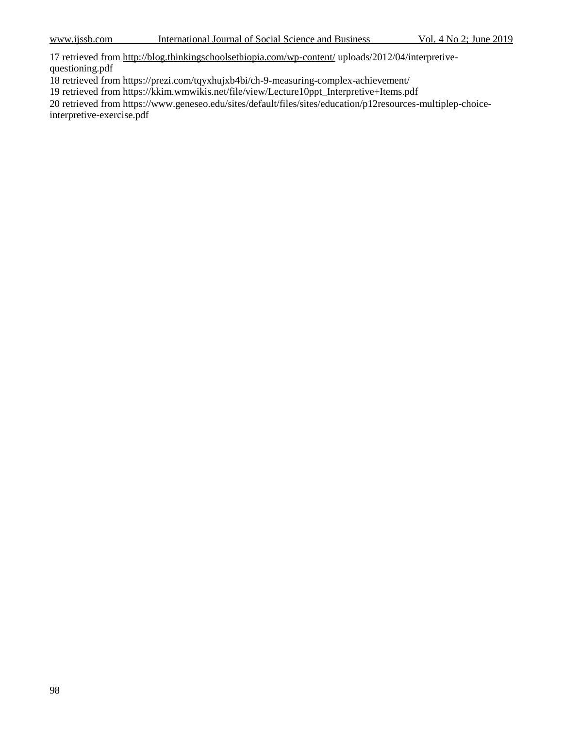17 retrieved from http://blog.thinkingschoolsethiopia.com/wp-content/ uploads/2012/04/interpretive-questioning.pdf

18 retrieved from https://prezi.com/tqyxhujxb4bi/ch-9-measuring-complex-achievement/

19 retrieved from https://kkim.wmwikis.net/file/view/Lecture10ppt_Interpretive+Items.pdf

20 retrieved from https://www.geneseo.edu/sites/default/files/sites/education/p12resources-multiplep-choice-interpretive-exercise.pdf